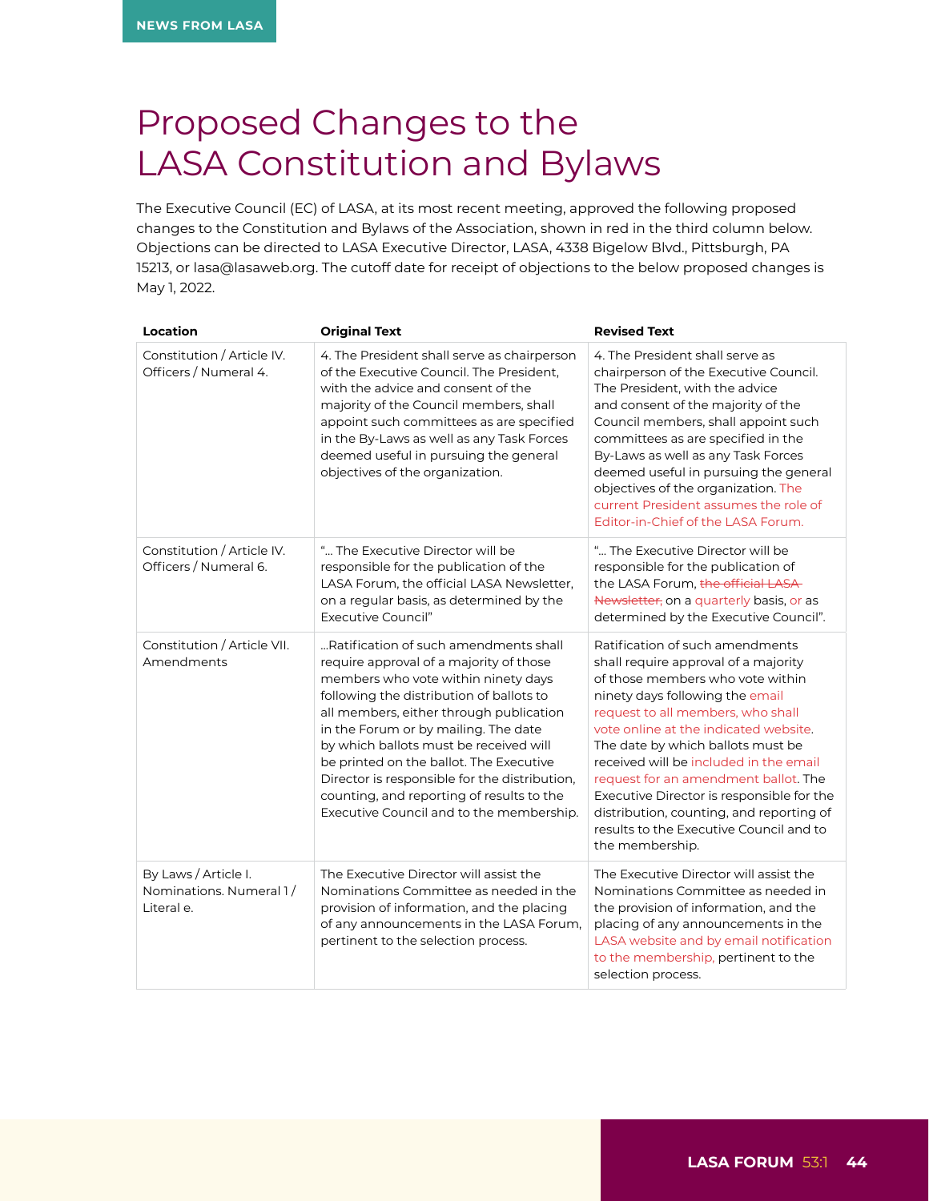# Proposed Changes to the LASA Constitution and Bylaws

The Executive Council (EC) of LASA, at its most recent meeting, approved the following proposed changes to the Constitution and Bylaws of the Association, shown in red in the third column below. Objections can be directed to LASA Executive Director, LASA, 4338 Bigelow Blvd., Pittsburgh, PA 15213, or lasa@lasaweb.org. The cutoff date for receipt of objections to the below proposed changes is May 1, 2022.

| Location | Original Text | Revised Text |
|---|---|---|
| Constitution / Article IV. Officers / Numeral 4. | 4. The President shall serve as chairperson of the Executive Council. The President, with the advice and consent of the majority of the Council members, shall appoint such committees as are specified in the By-Laws as well as any Task Forces deemed useful in pursuing the general objectives of the organization. | 4. The President shall serve as chairperson of the Executive Council. The President, with the advice and consent of the majority of the Council members, shall appoint such committees as are specified in the By-Laws as well as any Task Forces deemed useful in pursuing the general objectives of the organization. The current President assumes the role of Editor-in-Chief of the LASA Forum. |
| Constitution / Article IV. Officers / Numeral 6. | "... The Executive Director will be responsible for the publication of the LASA Forum, the official LASA Newsletter, on a regular basis, as determined by the Executive Council" | "... The Executive Director will be responsible for the publication of the LASA Forum, ~~the official LASA Newsletter,~~ on a quarterly basis, or as determined by the Executive Council". |
| Constitution / Article VII. Amendments | ...Ratification of such amendments shall require approval of a majority of those members who vote within ninety days following the distribution of ballots to all members, either through publication in the Forum or by mailing. The date by which ballots must be received will be printed on the ballot. The Executive Director is responsible for the distribution, counting, and reporting of results to the Executive Council and to the membership. | Ratification of such amendments shall require approval of a majority of those members who vote within ninety days following the email request to all members, who shall vote online at the indicated website. The date by which ballots must be received will be included in the email request for an amendment ballot. The Executive Director is responsible for the distribution, counting, and reporting of results to the Executive Council and to the membership. |
| By Laws / Article I. Nominations. Numeral 1 / Literal e. | The Executive Director will assist the Nominations Committee as needed in the provision of information, and the placing of any announcements in the LASA Forum, pertinent to the selection process. | The Executive Director will assist the Nominations Committee as needed in the provision of information, and the placing of any announcements in the LASA website and by email notification to the membership, pertinent to the selection process. |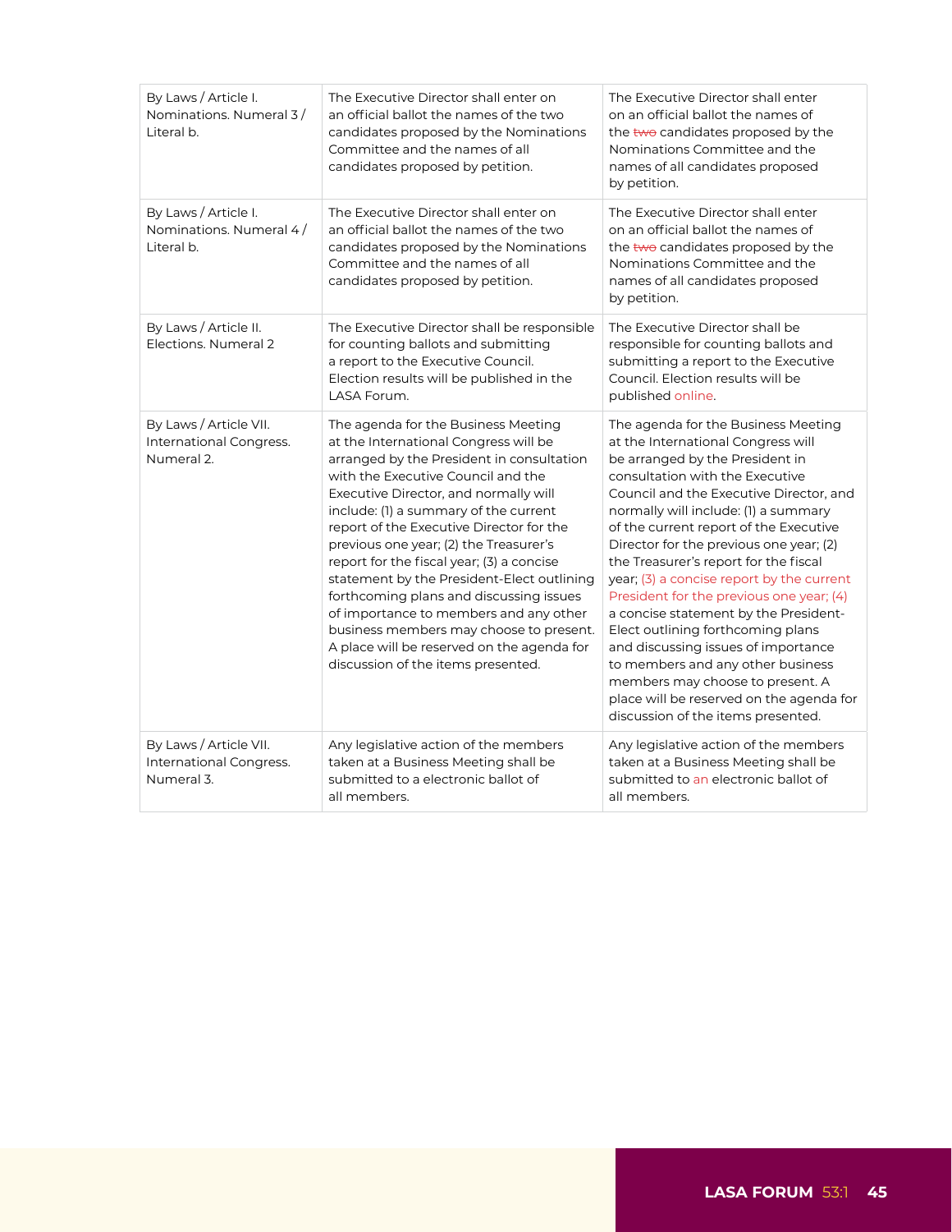| | | |
|---|---|---|
| By Laws / Article I. Nominations. Numeral 3 / Literal b. | The Executive Director shall enter on an official ballot the names of the two candidates proposed by the Nominations Committee and the names of all candidates proposed by petition. | The Executive Director shall enter on an official ballot the names of the ~~two~~ candidates proposed by the Nominations Committee and the names of all candidates proposed by petition. |
| By Laws / Article I. Nominations. Numeral 4 / Literal b. | The Executive Director shall enter on an official ballot the names of the two candidates proposed by the Nominations Committee and the names of all candidates proposed by petition. | The Executive Director shall enter on an official ballot the names of the ~~two~~ candidates proposed by the Nominations Committee and the names of all candidates proposed by petition. |
| By Laws / Article II. Elections. Numeral 2 | The Executive Director shall be responsible for counting ballots and submitting a report to the Executive Council. Election results will be published in the LASA Forum. | The Executive Director shall be responsible for counting ballots and submitting a report to the Executive Council. Election results will be published online. |
| By Laws / Article VII. International Congress. Numeral 2. | The agenda for the Business Meeting at the International Congress will be arranged by the President in consultation with the Executive Council and the Executive Director, and normally will include: (1) a summary of the current report of the Executive Director for the previous one year; (2) the Treasurer's report for the fiscal year; (3) a concise statement by the President-Elect outlining forthcoming plans and discussing issues of importance to members and any other business members may choose to present. A place will be reserved on the agenda for discussion of the items presented. | The agenda for the Business Meeting at the International Congress will be arranged by the President in consultation with the Executive Council and the Executive Director, and normally will include: (1) a summary of the current report of the Executive Director for the previous one year; (2) the Treasurer's report for the fiscal year; (3) a concise report by the current President for the previous one year; (4) a concise statement by the President-Elect outlining forthcoming plans and discussing issues of importance to members and any other business members may choose to present. A place will be reserved on the agenda for discussion of the items presented. |
| By Laws / Article VII. International Congress. Numeral 3. | Any legislative action of the members taken at a Business Meeting shall be submitted to a electronic ballot of all members. | Any legislative action of the members taken at a Business Meeting shall be submitted to an electronic ballot of all members. |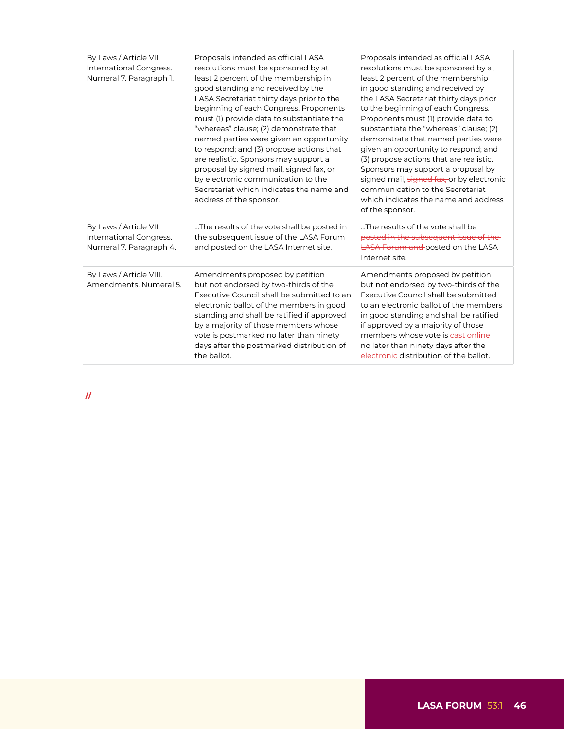| | | |
|---|---|---|
| By Laws / Article VII. International Congress. Numeral 7. Paragraph 1. | Proposals intended as official LASA resolutions must be sponsored by at least 2 percent of the membership in good standing and received by the LASA Secretariat thirty days prior to the beginning of each Congress. Proponents must (1) provide data to substantiate the "whereas" clause; (2) demonstrate that named parties were given an opportunity to respond; and (3) propose actions that are realistic. Sponsors may support a proposal by signed mail, signed fax, or by electronic communication to the Secretariat which indicates the name and address of the sponsor. | Proposals intended as official LASA resolutions must be sponsored by at least 2 percent of the membership in good standing and received by the LASA Secretariat thirty days prior to the beginning of each Congress. Proponents must (1) provide data to substantiate the "whereas" clause; (2) demonstrate that named parties were given an opportunity to respond; and (3) propose actions that are realistic. Sponsors may support a proposal by signed mail, ~~signed fax,~~ or by electronic communication to the Secretariat which indicates the name and address of the sponsor. |
| By Laws / Article VII. International Congress. Numeral 7. Paragraph 4. | …The results of the vote shall be posted in the subsequent issue of the LASA Forum and posted on the LASA Internet site. | …The results of the vote shall be ~~posted in the subsequent issue of the LASA Forum and~~ posted on the LASA Internet site. |
| By Laws / Article VIII. Amendments. Numeral 5. | Amendments proposed by petition but not endorsed by two-thirds of the Executive Council shall be submitted to an electronic ballot of the members in good standing and shall be ratified if approved by a majority of those members whose vote is postmarked no later than ninety days after the postmarked distribution of the ballot. | Amendments proposed by petition but not endorsed by two-thirds of the Executive Council shall be submitted to an electronic ballot of the members in good standing and shall be ratified if approved by a majority of those members whose vote is cast online no later than ninety days after the electronic distribution of the ballot. |

//